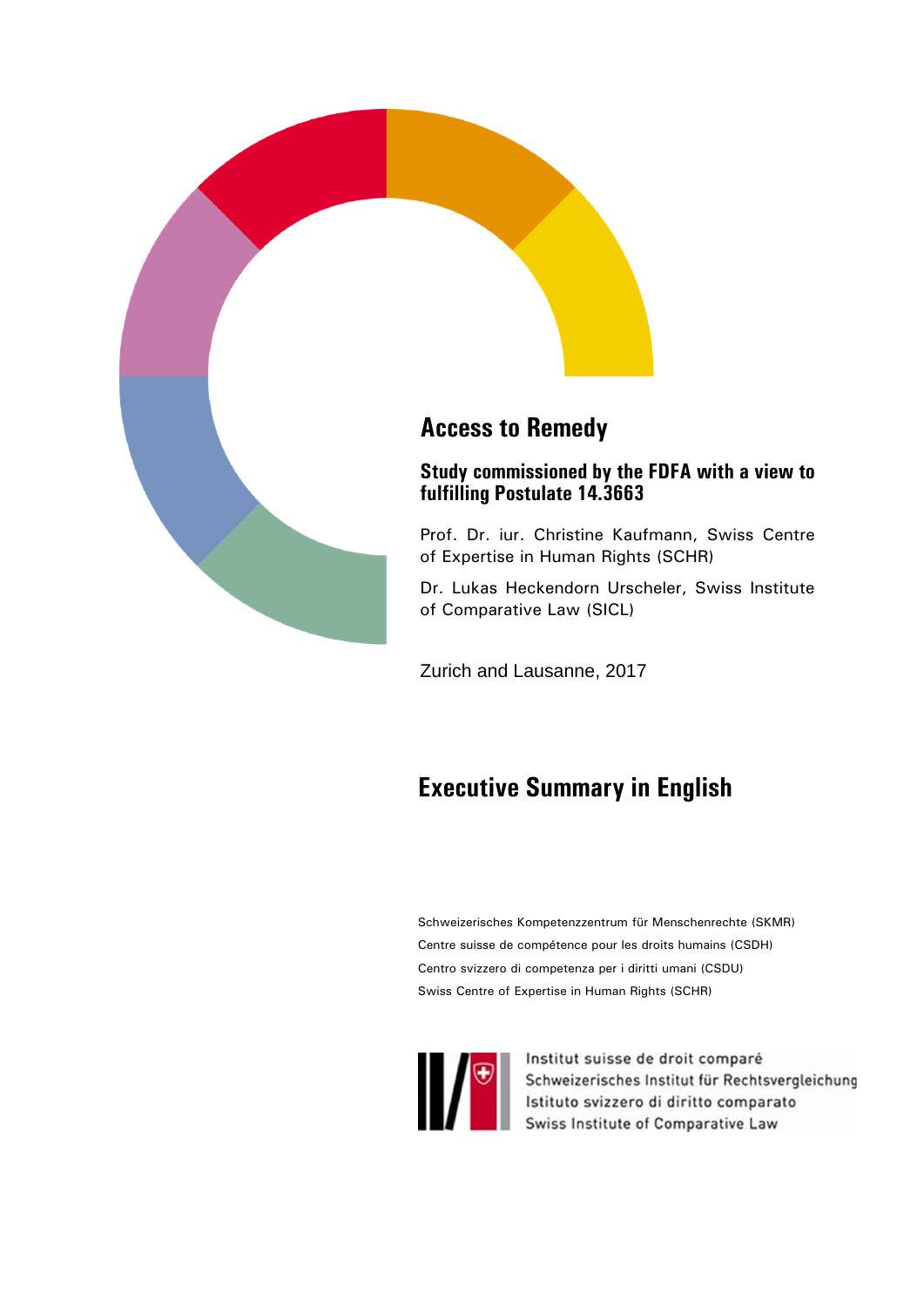# Access to Remedy

## Study commissioned by the FDFA with a view to fulfilling Postulate 14.3663

Prof. Dr. iur. Christine Kaufmann, Swiss Centre of Expertise in Human Rights (SCHR)

Dr. Lukas Heckendorn Urscheler, Swiss Institute of Comparative Law (SICL)

Zurich and Lausanne, 2017

# Executive Summary in English

Schweizerisches Kompetenzzentrum für Menschenrechte (SKMR)
Centre suisse de compétence pour les droits humains (CSDH)
Centro svizzero di competenza per i diritti umani (CSDU)
Swiss Centre of Expertise in Human Rights (SCHR)

Institut suisse de droit comparé
Schweizerisches Institut für Rechtsvergleichung
Istituto svizzero di diritto comparato
Swiss Institute of Comparative Law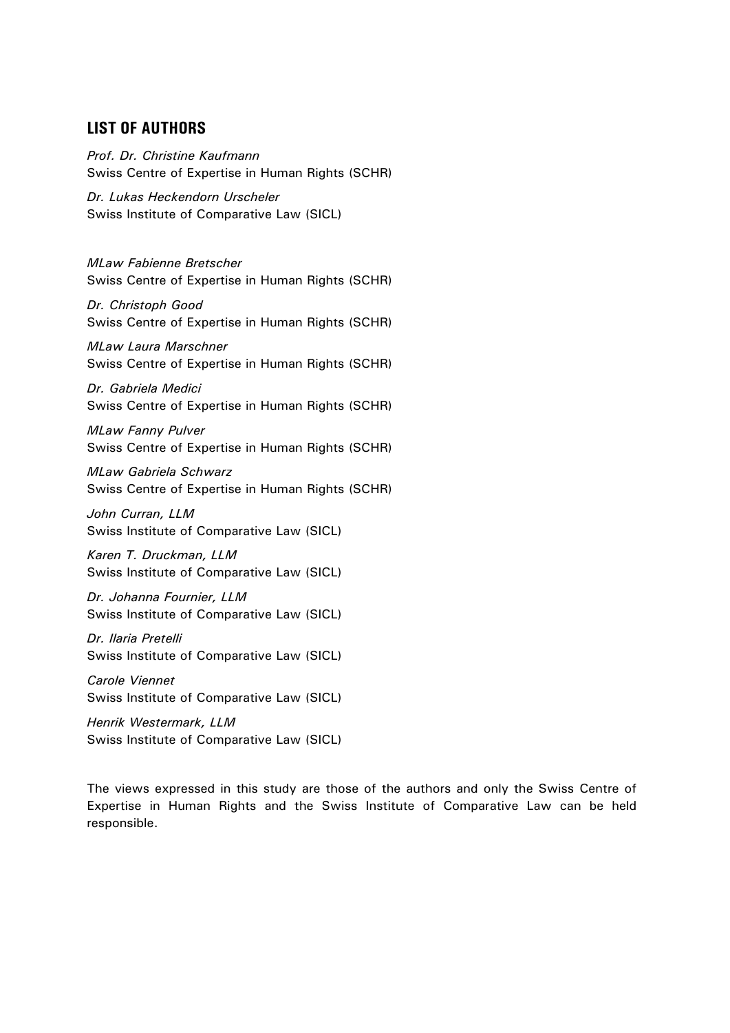## LIST OF AUTHORS

*Prof. Dr. Christine Kaufmann*
Swiss Centre of Expertise in Human Rights (SCHR)

*Dr. Lukas Heckendorn Urscheler*
Swiss Institute of Comparative Law (SICL)

*MLaw Fabienne Bretscher*
Swiss Centre of Expertise in Human Rights (SCHR)

*Dr. Christoph Good*
Swiss Centre of Expertise in Human Rights (SCHR)

*MLaw Laura Marschner*
Swiss Centre of Expertise in Human Rights (SCHR)

*Dr. Gabriela Medici*
Swiss Centre of Expertise in Human Rights (SCHR)

*MLaw Fanny Pulver*
Swiss Centre of Expertise in Human Rights (SCHR)

*MLaw Gabriela Schwarz*
Swiss Centre of Expertise in Human Rights (SCHR)

*John Curran, LLM*
Swiss Institute of Comparative Law (SICL)

*Karen T. Druckman, LLM*
Swiss Institute of Comparative Law (SICL)

*Dr. Johanna Fournier, LLM*
Swiss Institute of Comparative Law (SICL)

*Dr. Ilaria Pretelli*
Swiss Institute of Comparative Law (SICL)

*Carole Viennet*
Swiss Institute of Comparative Law (SICL)

*Henrik Westermark, LLM*
Swiss Institute of Comparative Law (SICL)

The views expressed in this study are those of the authors and only the Swiss Centre of Expertise in Human Rights and the Swiss Institute of Comparative Law can be held responsible.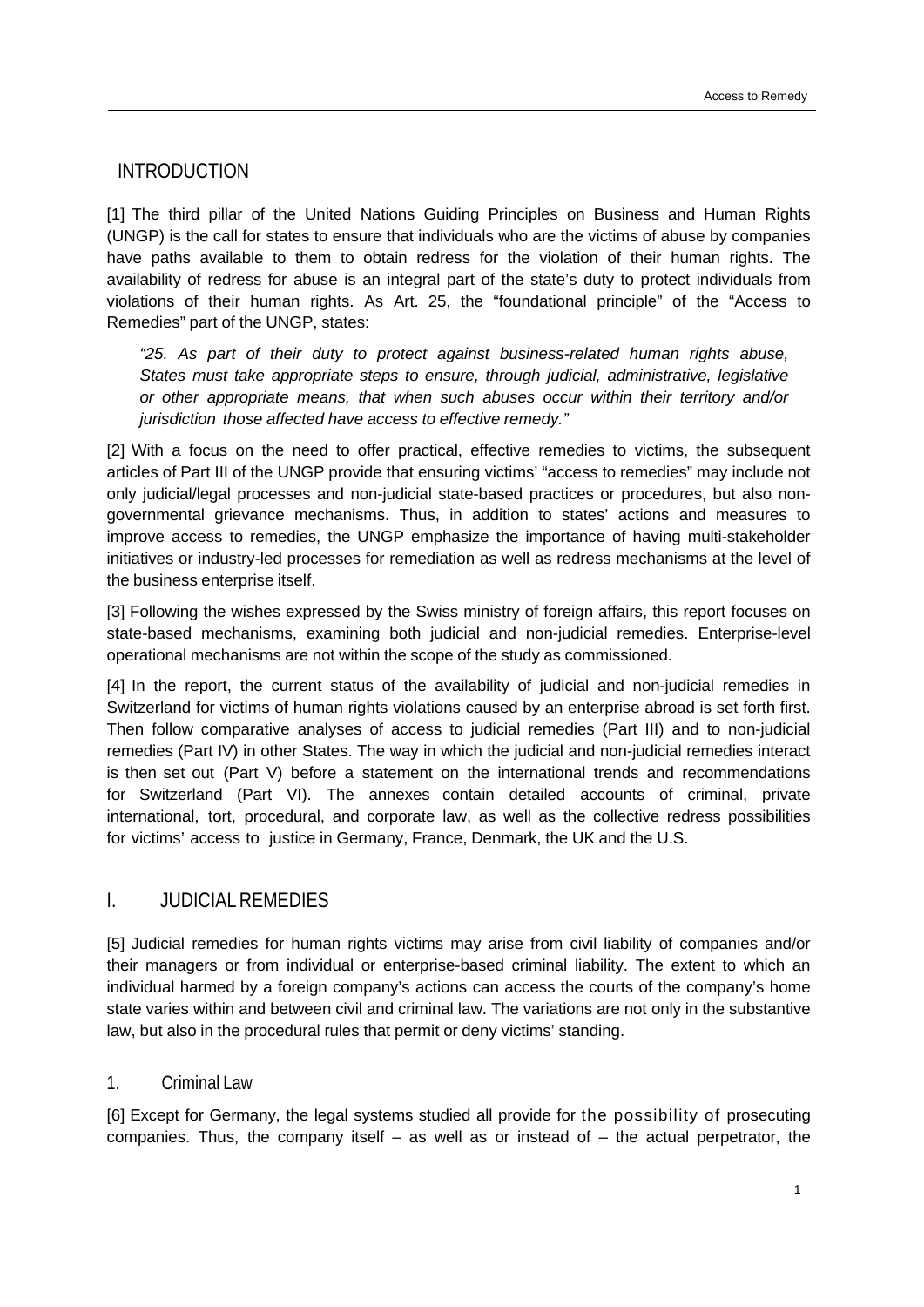## INTRODUCTION

[1] The third pillar of the United Nations Guiding Principles on Business and Human Rights (UNGP) is the call for states to ensure that individuals who are the victims of abuse by companies have paths available to them to obtain redress for the violation of their human rights. The availability of redress for abuse is an integral part of the state's duty to protect individuals from violations of their human rights. As Art. 25, the "foundational principle" of the "Access to Remedies" part of the UNGP, states:

> *"25. As part of their duty to protect against business-related human rights abuse, States must take appropriate steps to ensure, through judicial, administrative, legislative or other appropriate means, that when such abuses occur within their territory and/or jurisdiction those affected have access to effective remedy."*

[2] With a focus on the need to offer practical, effective remedies to victims, the subsequent articles of Part III of the UNGP provide that ensuring victims' "access to remedies" may include not only judicial/legal processes and non-judicial state-based practices or procedures, but also non-governmental grievance mechanisms. Thus, in addition to states' actions and measures to improve access to remedies, the UNGP emphasize the importance of having multi-stakeholder initiatives or industry-led processes for remediation as well as redress mechanisms at the level of the business enterprise itself.

[3] Following the wishes expressed by the Swiss ministry of foreign affairs, this report focuses on state-based mechanisms, examining both judicial and non-judicial remedies. Enterprise-level operational mechanisms are not within the scope of the study as commissioned.

[4] In the report, the current status of the availability of judicial and non-judicial remedies in Switzerland for victims of human rights violations caused by an enterprise abroad is set forth first. Then follow comparative analyses of access to judicial remedies (Part III) and to non-judicial remedies (Part IV) in other States. The way in which the judicial and non-judicial remedies interact is then set out (Part V) before a statement on the international trends and recommendations for Switzerland (Part VI). The annexes contain detailed accounts of criminal, private international, tort, procedural, and corporate law, as well as the collective redress possibilities for victims' access to justice in Germany, France, Denmark, the UK and the U.S.

## I. JUDICIAL REMEDIES

[5] Judicial remedies for human rights victims may arise from civil liability of companies and/or their managers or from individual or enterprise-based criminal liability. The extent to which an individual harmed by a foreign company's actions can access the courts of the company's home state varies within and between civil and criminal law. The variations are not only in the substantive law, but also in the procedural rules that permit or deny victims' standing.

### 1. Criminal Law

[6] Except for Germany, the legal systems studied all provide for the possibility of prosecuting companies. Thus, the company itself – as well as or instead of – the actual perpetrator, the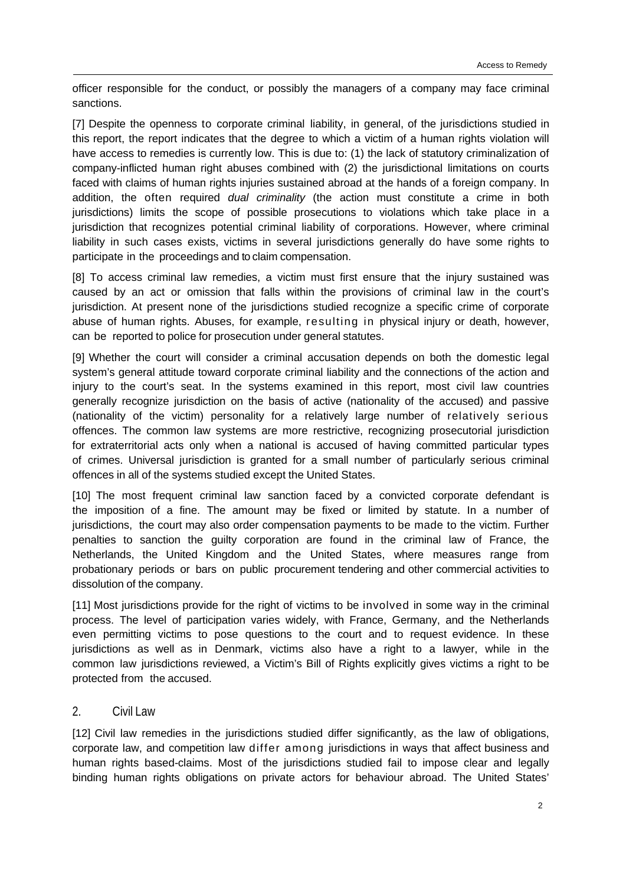officer responsible for the conduct, or possibly the managers of a company may face criminal sanctions.

[7] Despite the openness to corporate criminal liability, in general, of the jurisdictions studied in this report, the report indicates that the degree to which a victim of a human rights violation will have access to remedies is currently low. This is due to: (1) the lack of statutory criminalization of company-inflicted human right abuses combined with (2) the jurisdictional limitations on courts faced with claims of human rights injuries sustained abroad at the hands of a foreign company. In addition, the often required *dual criminality* (the action must constitute a crime in both jurisdictions) limits the scope of possible prosecutions to violations which take place in a jurisdiction that recognizes potential criminal liability of corporations. However, where criminal liability in such cases exists, victims in several jurisdictions generally do have some rights to participate in the proceedings and to claim compensation.

[8] To access criminal law remedies, a victim must first ensure that the injury sustained was caused by an act or omission that falls within the provisions of criminal law in the court's jurisdiction. At present none of the jurisdictions studied recognize a specific crime of corporate abuse of human rights. Abuses, for example, resulting in physical injury or death, however, can be reported to police for prosecution under general statutes.

[9] Whether the court will consider a criminal accusation depends on both the domestic legal system's general attitude toward corporate criminal liability and the connections of the action and injury to the court's seat. In the systems examined in this report, most civil law countries generally recognize jurisdiction on the basis of active (nationality of the accused) and passive (nationality of the victim) personality for a relatively large number of relatively serious offences. The common law systems are more restrictive, recognizing prosecutorial jurisdiction for extraterritorial acts only when a national is accused of having committed particular types of crimes. Universal jurisdiction is granted for a small number of particularly serious criminal offences in all of the systems studied except the United States.

[10] The most frequent criminal law sanction faced by a convicted corporate defendant is the imposition of a fine. The amount may be fixed or limited by statute. In a number of jurisdictions, the court may also order compensation payments to be made to the victim. Further penalties to sanction the guilty corporation are found in the criminal law of France, the Netherlands, the United Kingdom and the United States, where measures range from probationary periods or bars on public procurement tendering and other commercial activities to dissolution of the company.

[11] Most jurisdictions provide for the right of victims to be involved in some way in the criminal process. The level of participation varies widely, with France, Germany, and the Netherlands even permitting victims to pose questions to the court and to request evidence. In these jurisdictions as well as in Denmark, victims also have a right to a lawyer, while in the common law jurisdictions reviewed, a Victim's Bill of Rights explicitly gives victims a right to be protected from the accused.

## 2. Civil Law

[12] Civil law remedies in the jurisdictions studied differ significantly, as the law of obligations, corporate law, and competition law differ among jurisdictions in ways that affect business and human rights based-claims. Most of the jurisdictions studied fail to impose clear and legally binding human rights obligations on private actors for behaviour abroad. The United States'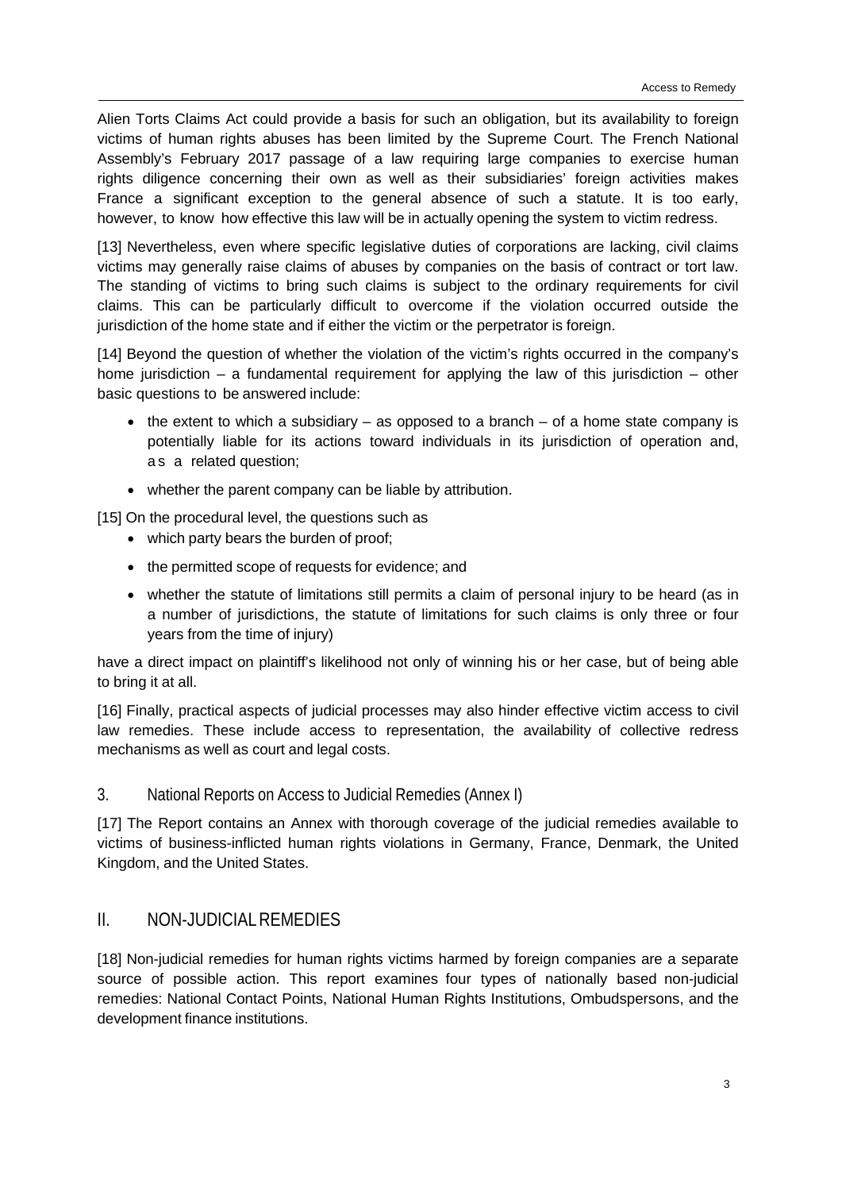Alien Torts Claims Act could provide a basis for such an obligation, but its availability to foreign victims of human rights abuses has been limited by the Supreme Court. The French National Assembly's February 2017 passage of a law requiring large companies to exercise human rights diligence concerning their own as well as their subsidiaries' foreign activities makes France a significant exception to the general absence of such a statute. It is too early, however, to know how effective this law will be in actually opening the system to victim redress.

[13] Nevertheless, even where specific legislative duties of corporations are lacking, civil claims victims may generally raise claims of abuses by companies on the basis of contract or tort law. The standing of victims to bring such claims is subject to the ordinary requirements for civil claims. This can be particularly difficult to overcome if the violation occurred outside the jurisdiction of the home state and if either the victim or the perpetrator is foreign.

[14] Beyond the question of whether the violation of the victim's rights occurred in the company's home jurisdiction – a fundamental requirement for applying the law of this jurisdiction – other basic questions to be answered include:

- the extent to which a subsidiary – as opposed to a branch – of a home state company is potentially liable for its actions toward individuals in its jurisdiction of operation and, as a related question;
- whether the parent company can be liable by attribution.

[15] On the procedural level, the questions such as

- which party bears the burden of proof;
- the permitted scope of requests for evidence; and
- whether the statute of limitations still permits a claim of personal injury to be heard (as in a number of jurisdictions, the statute of limitations for such claims is only three or four years from the time of injury)

have a direct impact on plaintiff's likelihood not only of winning his or her case, but of being able to bring it at all.

[16] Finally, practical aspects of judicial processes may also hinder effective victim access to civil law remedies. These include access to representation, the availability of collective redress mechanisms as well as court and legal costs.

### 3. National Reports on Access to Judicial Remedies (Annex I)

[17] The Report contains an Annex with thorough coverage of the judicial remedies available to victims of business-inflicted human rights violations in Germany, France, Denmark, the United Kingdom, and the United States.

## II. NON-JUDICIAL REMEDIES

[18] Non-judicial remedies for human rights victims harmed by foreign companies are a separate source of possible action. This report examines four types of nationally based non-judicial remedies: National Contact Points, National Human Rights Institutions, Ombudspersons, and the development finance institutions.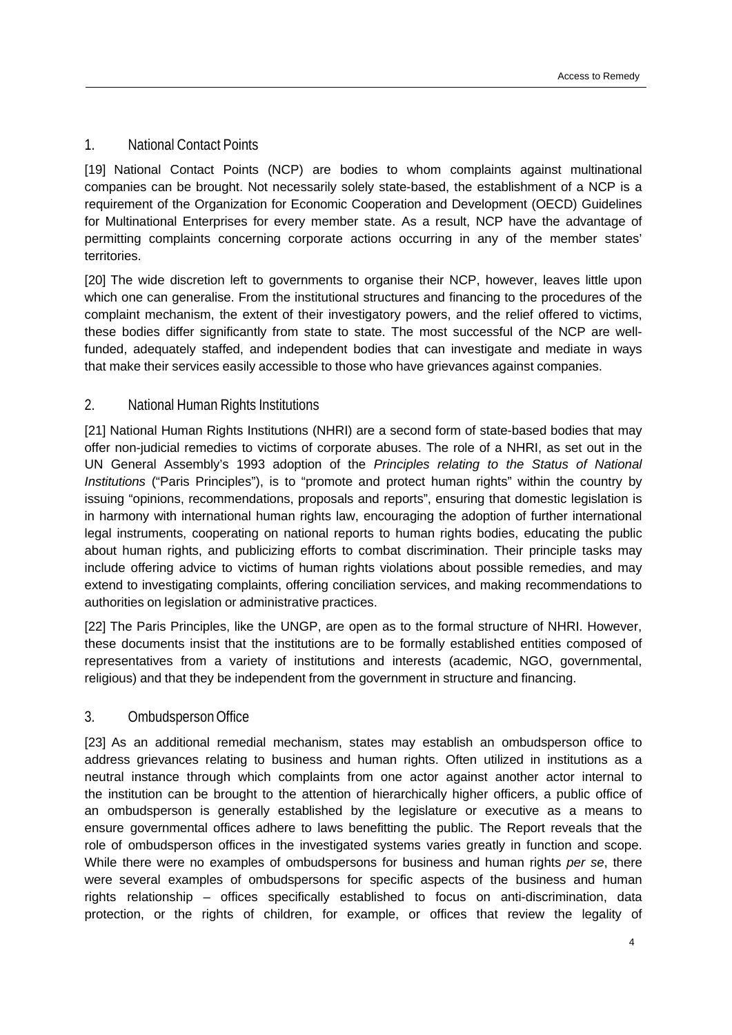### 1. National Contact Points

[19] National Contact Points (NCP) are bodies to whom complaints against multinational companies can be brought. Not necessarily solely state-based, the establishment of a NCP is a requirement of the Organization for Economic Cooperation and Development (OECD) Guidelines for Multinational Enterprises for every member state. As a result, NCP have the advantage of permitting complaints concerning corporate actions occurring in any of the member states' territories.

[20] The wide discretion left to governments to organise their NCP, however, leaves little upon which one can generalise. From the institutional structures and financing to the procedures of the complaint mechanism, the extent of their investigatory powers, and the relief offered to victims, these bodies differ significantly from state to state. The most successful of the NCP are well-funded, adequately staffed, and independent bodies that can investigate and mediate in ways that make their services easily accessible to those who have grievances against companies.

### 2. National Human Rights Institutions

[21] National Human Rights Institutions (NHRI) are a second form of state-based bodies that may offer non-judicial remedies to victims of corporate abuses. The role of a NHRI, as set out in the UN General Assembly's 1993 adoption of the *Principles relating to the Status of National Institutions* ("Paris Principles"), is to "promote and protect human rights" within the country by issuing "opinions, recommendations, proposals and reports", ensuring that domestic legislation is in harmony with international human rights law, encouraging the adoption of further international legal instruments, cooperating on national reports to human rights bodies, educating the public about human rights, and publicizing efforts to combat discrimination. Their principle tasks may include offering advice to victims of human rights violations about possible remedies, and may extend to investigating complaints, offering conciliation services, and making recommendations to authorities on legislation or administrative practices.

[22] The Paris Principles, like the UNGP, are open as to the formal structure of NHRI. However, these documents insist that the institutions are to be formally established entities composed of representatives from a variety of institutions and interests (academic, NGO, governmental, religious) and that they be independent from the government in structure and financing.

### 3. Ombudsperson Office

[23] As an additional remedial mechanism, states may establish an ombudsperson office to address grievances relating to business and human rights. Often utilized in institutions as a neutral instance through which complaints from one actor against another actor internal to the institution can be brought to the attention of hierarchically higher officers, a public office of an ombudsperson is generally established by the legislature or executive as a means to ensure governmental offices adhere to laws benefitting the public. The Report reveals that the role of ombudsperson offices in the investigated systems varies greatly in function and scope. While there were no examples of ombudspersons for business and human rights *per se*, there were several examples of ombudspersons for specific aspects of the business and human rights relationship – offices specifically established to focus on anti-discrimination, data protection, or the rights of children, for example, or offices that review the legality of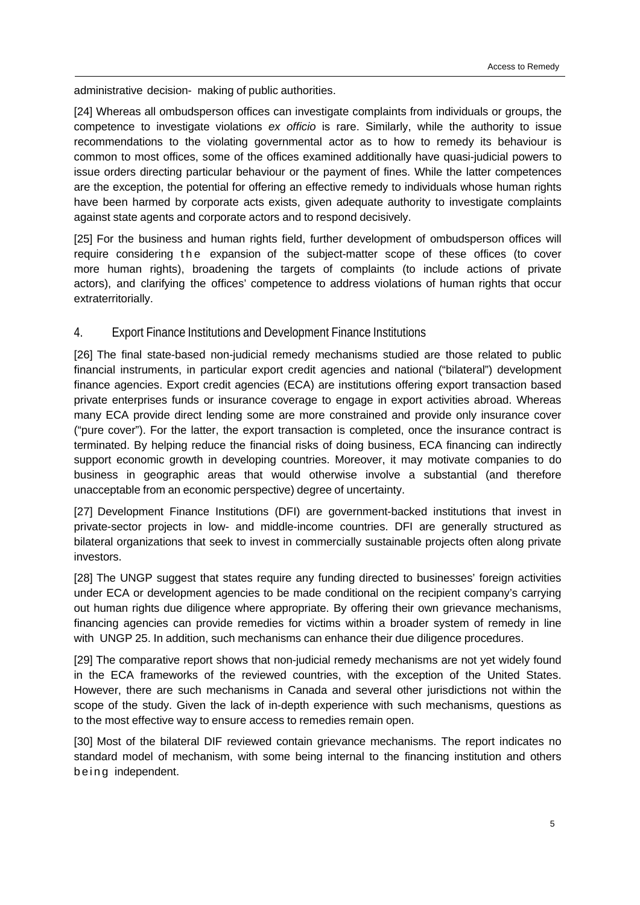administrative decision- making of public authorities.

[24] Whereas all ombudsperson offices can investigate complaints from individuals or groups, the competence to investigate violations *ex officio* is rare. Similarly, while the authority to issue recommendations to the violating governmental actor as to how to remedy its behaviour is common to most offices, some of the offices examined additionally have quasi-judicial powers to issue orders directing particular behaviour or the payment of fines. While the latter competences are the exception, the potential for offering an effective remedy to individuals whose human rights have been harmed by corporate acts exists, given adequate authority to investigate complaints against state agents and corporate actors and to respond decisively.

[25] For the business and human rights field, further development of ombudsperson offices will require considering the expansion of the subject-matter scope of these offices (to cover more human rights), broadening the targets of complaints (to include actions of private actors), and clarifying the offices' competence to address violations of human rights that occur extraterritorially.

## 4. Export Finance Institutions and Development Finance Institutions

[26] The final state-based non-judicial remedy mechanisms studied are those related to public financial instruments, in particular export credit agencies and national ("bilateral") development finance agencies. Export credit agencies (ECA) are institutions offering export transaction based private enterprises funds or insurance coverage to engage in export activities abroad. Whereas many ECA provide direct lending some are more constrained and provide only insurance cover ("pure cover"). For the latter, the export transaction is completed, once the insurance contract is terminated. By helping reduce the financial risks of doing business, ECA financing can indirectly support economic growth in developing countries. Moreover, it may motivate companies to do business in geographic areas that would otherwise involve a substantial (and therefore unacceptable from an economic perspective) degree of uncertainty.

[27] Development Finance Institutions (DFI) are government-backed institutions that invest in private-sector projects in low- and middle-income countries. DFI are generally structured as bilateral organizations that seek to invest in commercially sustainable projects often along private investors.

[28] The UNGP suggest that states require any funding directed to businesses' foreign activities under ECA or development agencies to be made conditional on the recipient company's carrying out human rights due diligence where appropriate. By offering their own grievance mechanisms, financing agencies can provide remedies for victims within a broader system of remedy in line with UNGP 25. In addition, such mechanisms can enhance their due diligence procedures.

[29] The comparative report shows that non-judicial remedy mechanisms are not yet widely found in the ECA frameworks of the reviewed countries, with the exception of the United States. However, there are such mechanisms in Canada and several other jurisdictions not within the scope of the study. Given the lack of in-depth experience with such mechanisms, questions as to the most effective way to ensure access to remedies remain open.

[30] Most of the bilateral DIF reviewed contain grievance mechanisms. The report indicates no standard model of mechanism, with some being internal to the financing institution and others being independent.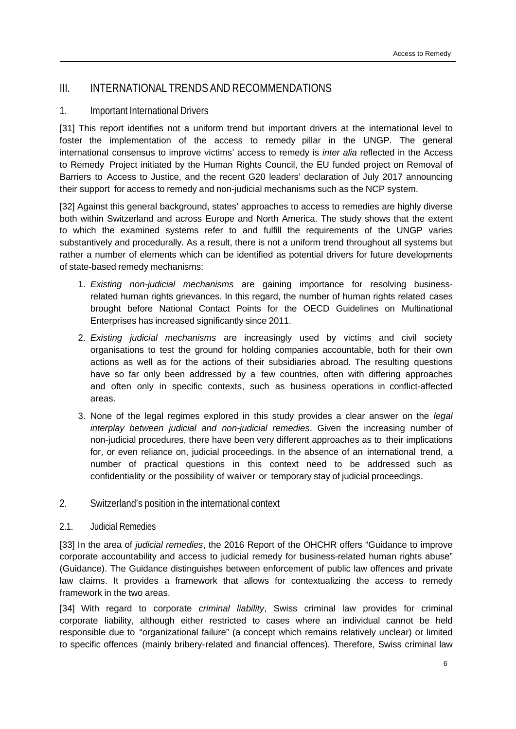## III. INTERNATIONAL TRENDS AND RECOMMENDATIONS

### 1. Important International Drivers

[31] This report identifies not a uniform trend but important drivers at the international level to foster the implementation of the access to remedy pillar in the UNGP. The general international consensus to improve victims' access to remedy is *inter alia* reflected in the Access to Remedy Project initiated by the Human Rights Council, the EU funded project on Removal of Barriers to Access to Justice, and the recent G20 leaders' declaration of July 2017 announcing their support for access to remedy and non-judicial mechanisms such as the NCP system.

[32] Against this general background, states' approaches to access to remedies are highly diverse both within Switzerland and across Europe and North America. The study shows that the extent to which the examined systems refer to and fulfill the requirements of the UNGP varies substantively and procedurally. As a result, there is not a uniform trend throughout all systems but rather a number of elements which can be identified as potential drivers for future developments of state-based remedy mechanisms:

1. *Existing non-judicial mechanisms* are gaining importance for resolving business-related human rights grievances. In this regard, the number of human rights related cases brought before National Contact Points for the OECD Guidelines on Multinational Enterprises has increased significantly since 2011.
2. *Existing judicial mechanisms* are increasingly used by victims and civil society organisations to test the ground for holding companies accountable, both for their own actions as well as for the actions of their subsidiaries abroad. The resulting questions have so far only been addressed by a few countries, often with differing approaches and often only in specific contexts, such as business operations in conflict-affected areas.
3. None of the legal regimes explored in this study provides a clear answer on the *legal interplay between judicial and non-judicial remedies*. Given the increasing number of non-judicial procedures, there have been very different approaches as to their implications for, or even reliance on, judicial proceedings. In the absence of an international trend, a number of practical questions in this context need to be addressed such as confidentiality or the possibility of waiver or temporary stay of judicial proceedings.

### 2. Switzerland's position in the international context

#### 2.1. Judicial Remedies

[33] In the area of *judicial remedies*, the 2016 Report of the OHCHR offers "Guidance to improve corporate accountability and access to judicial remedy for business-related human rights abuse" (Guidance). The Guidance distinguishes between enforcement of public law offences and private law claims. It provides a framework that allows for contextualizing the access to remedy framework in the two areas.

[34] With regard to corporate *criminal liability*, Swiss criminal law provides for criminal corporate liability, although either restricted to cases where an individual cannot be held responsible due to "organizational failure" (a concept which remains relatively unclear) or limited to specific offences (mainly bribery-related and financial offences). Therefore, Swiss criminal law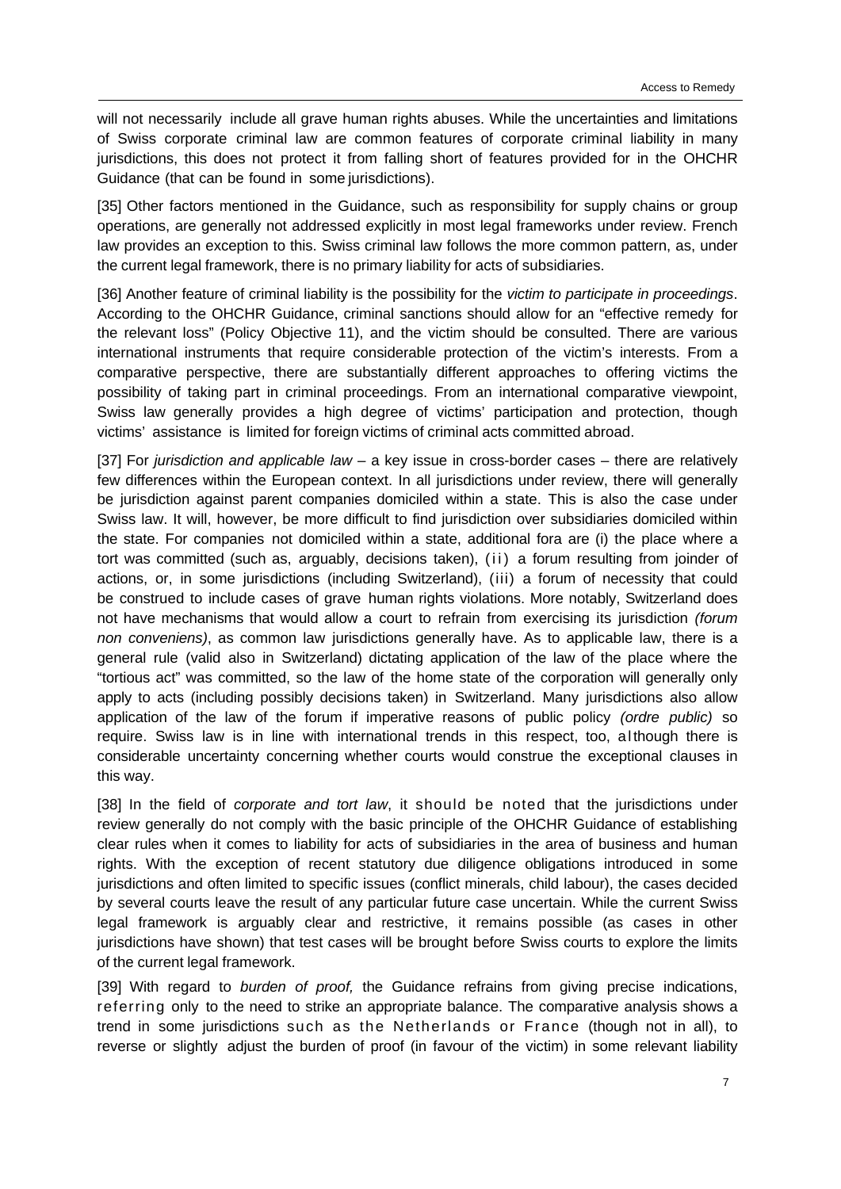will not necessarily include all grave human rights abuses. While the uncertainties and limitations of Swiss corporate criminal law are common features of corporate criminal liability in many jurisdictions, this does not protect it from falling short of features provided for in the OHCHR Guidance (that can be found in some jurisdictions).

[35] Other factors mentioned in the Guidance, such as responsibility for supply chains or group operations, are generally not addressed explicitly in most legal frameworks under review. French law provides an exception to this. Swiss criminal law follows the more common pattern, as, under the current legal framework, there is no primary liability for acts of subsidiaries.

[36] Another feature of criminal liability is the possibility for the *victim to participate in proceedings*. According to the OHCHR Guidance, criminal sanctions should allow for an "effective remedy for the relevant loss" (Policy Objective 11), and the victim should be consulted. There are various international instruments that require considerable protection of the victim's interests. From a comparative perspective, there are substantially different approaches to offering victims the possibility of taking part in criminal proceedings. From an international comparative viewpoint, Swiss law generally provides a high degree of victims' participation and protection, though victims' assistance is limited for foreign victims of criminal acts committed abroad.

[37] For *jurisdiction and applicable law* – a key issue in cross-border cases – there are relatively few differences within the European context. In all jurisdictions under review, there will generally be jurisdiction against parent companies domiciled within a state. This is also the case under Swiss law. It will, however, be more difficult to find jurisdiction over subsidiaries domiciled within the state. For companies not domiciled within a state, additional fora are (i) the place where a tort was committed (such as, arguably, decisions taken), (ii) a forum resulting from joinder of actions, or, in some jurisdictions (including Switzerland), (iii) a forum of necessity that could be construed to include cases of grave human rights violations. More notably, Switzerland does not have mechanisms that would allow a court to refrain from exercising its jurisdiction *(forum non conveniens)*, as common law jurisdictions generally have. As to applicable law, there is a general rule (valid also in Switzerland) dictating application of the law of the place where the "tortious act" was committed, so the law of the home state of the corporation will generally only apply to acts (including possibly decisions taken) in Switzerland. Many jurisdictions also allow application of the law of the forum if imperative reasons of public policy *(ordre public)* so require. Swiss law is in line with international trends in this respect, too, although there is considerable uncertainty concerning whether courts would construe the exceptional clauses in this way.

[38] In the field of *corporate and tort law*, it should be noted that the jurisdictions under review generally do not comply with the basic principle of the OHCHR Guidance of establishing clear rules when it comes to liability for acts of subsidiaries in the area of business and human rights. With the exception of recent statutory due diligence obligations introduced in some jurisdictions and often limited to specific issues (conflict minerals, child labour), the cases decided by several courts leave the result of any particular future case uncertain. While the current Swiss legal framework is arguably clear and restrictive, it remains possible (as cases in other jurisdictions have shown) that test cases will be brought before Swiss courts to explore the limits of the current legal framework.

[39] With regard to *burden of proof,* the Guidance refrains from giving precise indications, referring only to the need to strike an appropriate balance. The comparative analysis shows a trend in some jurisdictions such as the Netherlands or France (though not in all), to reverse or slightly adjust the burden of proof (in favour of the victim) in some relevant liability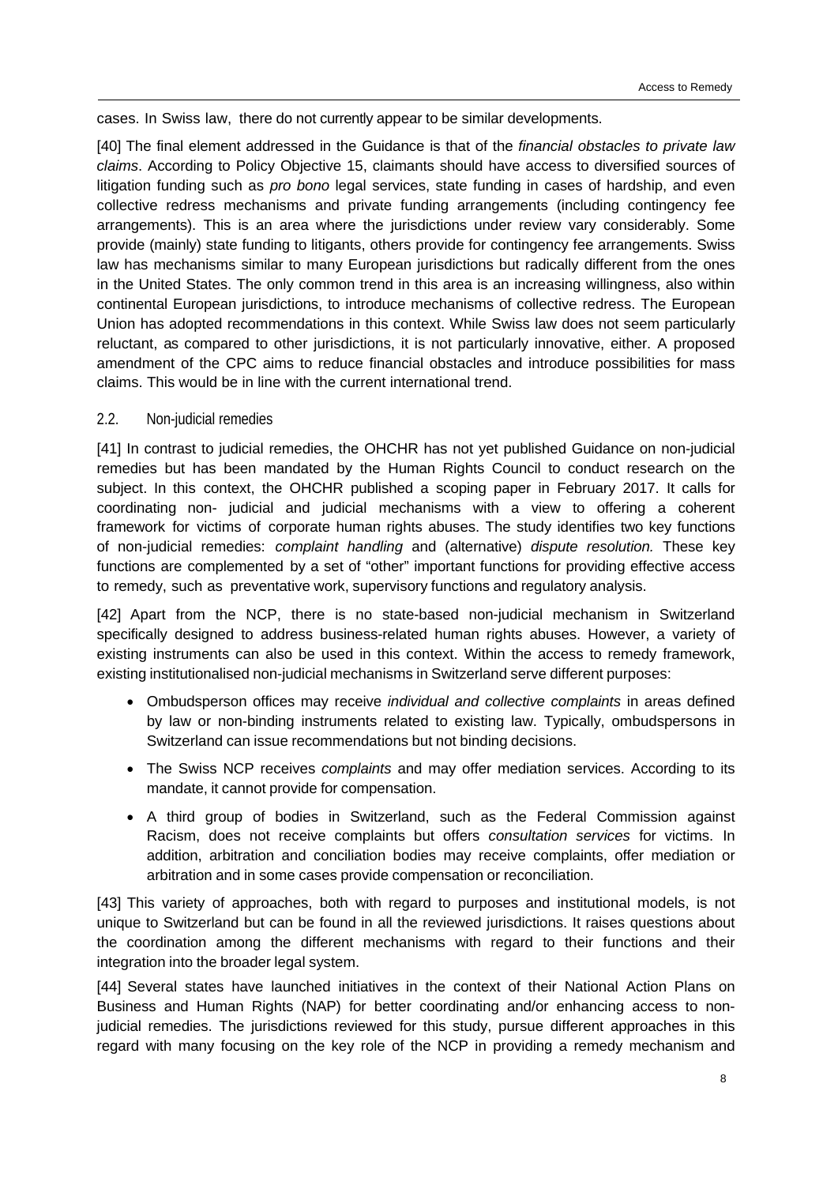cases. In Swiss law, there do not currently appear to be similar developments.

[40] The final element addressed in the Guidance is that of the *financial obstacles to private law claims*. According to Policy Objective 15, claimants should have access to diversified sources of litigation funding such as *pro bono* legal services, state funding in cases of hardship, and even collective redress mechanisms and private funding arrangements (including contingency fee arrangements). This is an area where the jurisdictions under review vary considerably. Some provide (mainly) state funding to litigants, others provide for contingency fee arrangements. Swiss law has mechanisms similar to many European jurisdictions but radically different from the ones in the United States. The only common trend in this area is an increasing willingness, also within continental European jurisdictions, to introduce mechanisms of collective redress. The European Union has adopted recommendations in this context. While Swiss law does not seem particularly reluctant, as compared to other jurisdictions, it is not particularly innovative, either. A proposed amendment of the CPC aims to reduce financial obstacles and introduce possibilities for mass claims. This would be in line with the current international trend.

### 2.2. Non-judicial remedies

[41] In contrast to judicial remedies, the OHCHR has not yet published Guidance on non-judicial remedies but has been mandated by the Human Rights Council to conduct research on the subject. In this context, the OHCHR published a scoping paper in February 2017. It calls for coordinating non- judicial and judicial mechanisms with a view to offering a coherent framework for victims of corporate human rights abuses. The study identifies two key functions of non-judicial remedies: *complaint handling* and (alternative) *dispute resolution.* These key functions are complemented by a set of "other" important functions for providing effective access to remedy, such as preventative work, supervisory functions and regulatory analysis.

[42] Apart from the NCP, there is no state-based non-judicial mechanism in Switzerland specifically designed to address business-related human rights abuses. However, a variety of existing instruments can also be used in this context. Within the access to remedy framework, existing institutionalised non-judicial mechanisms in Switzerland serve different purposes:

- Ombudsperson offices may receive *individual and collective complaints* in areas defined by law or non-binding instruments related to existing law. Typically, ombudspersons in Switzerland can issue recommendations but not binding decisions.
- The Swiss NCP receives *complaints* and may offer mediation services. According to its mandate, it cannot provide for compensation.
- A third group of bodies in Switzerland, such as the Federal Commission against Racism, does not receive complaints but offers *consultation services* for victims. In addition, arbitration and conciliation bodies may receive complaints, offer mediation or arbitration and in some cases provide compensation or reconciliation.

[43] This variety of approaches, both with regard to purposes and institutional models, is not unique to Switzerland but can be found in all the reviewed jurisdictions. It raises questions about the coordination among the different mechanisms with regard to their functions and their integration into the broader legal system.

[44] Several states have launched initiatives in the context of their National Action Plans on Business and Human Rights (NAP) for better coordinating and/or enhancing access to non-judicial remedies. The jurisdictions reviewed for this study, pursue different approaches in this regard with many focusing on the key role of the NCP in providing a remedy mechanism and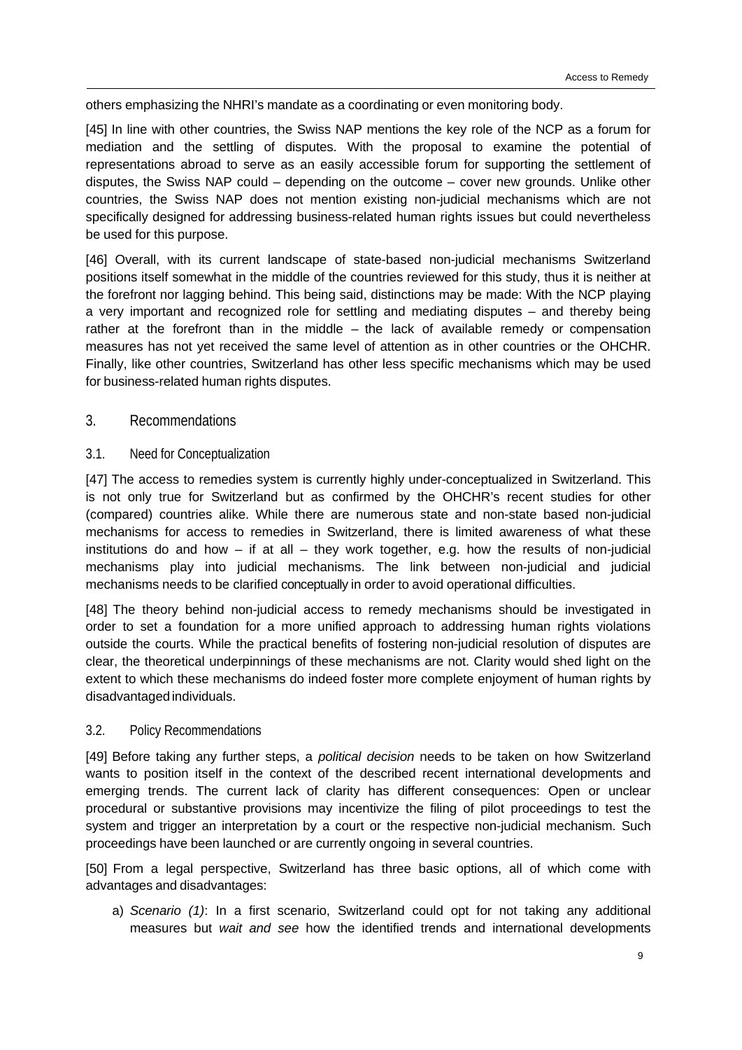others emphasizing the NHRI's mandate as a coordinating or even monitoring body.

[45] In line with other countries, the Swiss NAP mentions the key role of the NCP as a forum for mediation and the settling of disputes. With the proposal to examine the potential of representations abroad to serve as an easily accessible forum for supporting the settlement of disputes, the Swiss NAP could – depending on the outcome – cover new grounds. Unlike other countries, the Swiss NAP does not mention existing non-judicial mechanisms which are not specifically designed for addressing business-related human rights issues but could nevertheless be used for this purpose.

[46] Overall, with its current landscape of state-based non-judicial mechanisms Switzerland positions itself somewhat in the middle of the countries reviewed for this study, thus it is neither at the forefront nor lagging behind. This being said, distinctions may be made: With the NCP playing a very important and recognized role for settling and mediating disputes – and thereby being rather at the forefront than in the middle – the lack of available remedy or compensation measures has not yet received the same level of attention as in other countries or the OHCHR. Finally, like other countries, Switzerland has other less specific mechanisms which may be used for business-related human rights disputes.

## 3. Recommendations

### 3.1. Need for Conceptualization

[47] The access to remedies system is currently highly under-conceptualized in Switzerland. This is not only true for Switzerland but as confirmed by the OHCHR's recent studies for other (compared) countries alike. While there are numerous state and non-state based non-judicial mechanisms for access to remedies in Switzerland, there is limited awareness of what these institutions do and how – if at all – they work together, e.g. how the results of non-judicial mechanisms play into judicial mechanisms. The link between non-judicial and judicial mechanisms needs to be clarified conceptually in order to avoid operational difficulties.

[48] The theory behind non-judicial access to remedy mechanisms should be investigated in order to set a foundation for a more unified approach to addressing human rights violations outside the courts. While the practical benefits of fostering non-judicial resolution of disputes are clear, the theoretical underpinnings of these mechanisms are not. Clarity would shed light on the extent to which these mechanisms do indeed foster more complete enjoyment of human rights by disadvantaged individuals.

### 3.2. Policy Recommendations

[49] Before taking any further steps, a *political decision* needs to be taken on how Switzerland wants to position itself in the context of the described recent international developments and emerging trends. The current lack of clarity has different consequences: Open or unclear procedural or substantive provisions may incentivize the filing of pilot proceedings to test the system and trigger an interpretation by a court or the respective non-judicial mechanism. Such proceedings have been launched or are currently ongoing in several countries.

[50] From a legal perspective, Switzerland has three basic options, all of which come with advantages and disadvantages:

a) *Scenario (1)*: In a first scenario, Switzerland could opt for not taking any additional measures but *wait and see* how the identified trends and international developments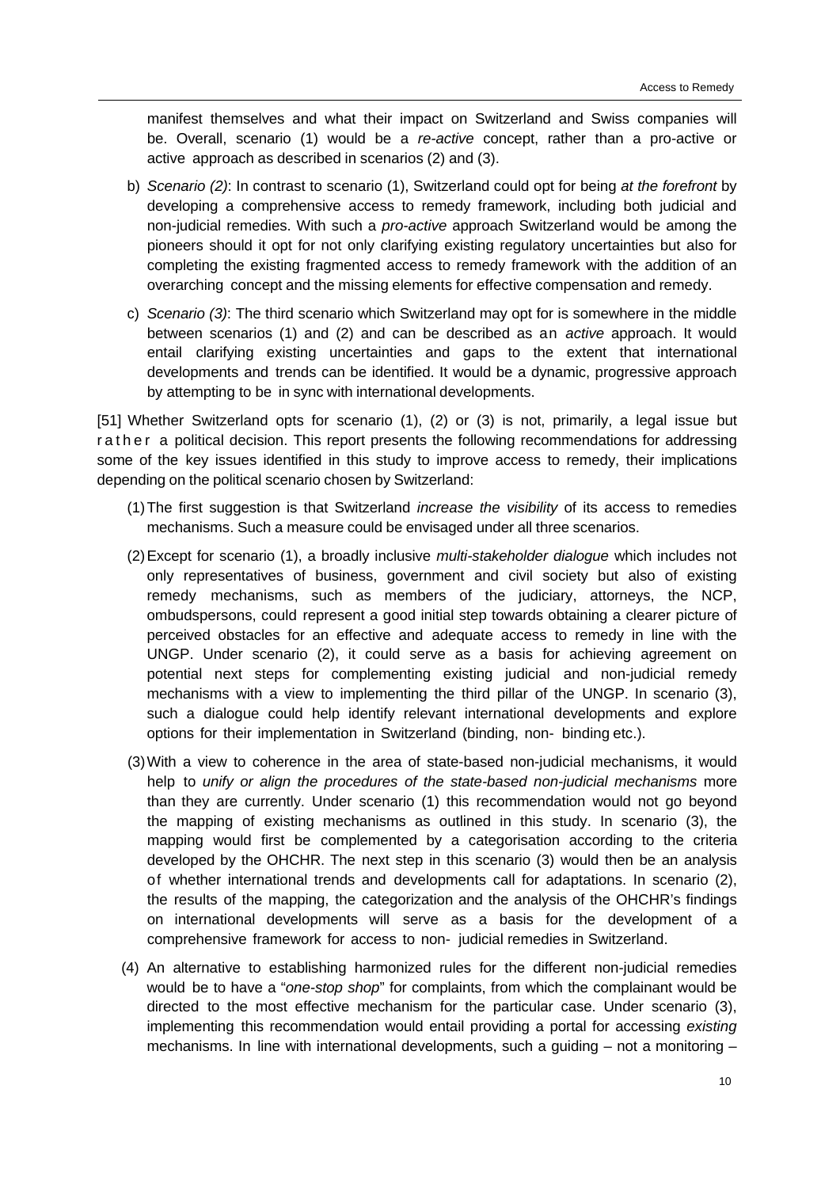manifest themselves and what their impact on Switzerland and Swiss companies will be. Overall, scenario (1) would be a *re-active* concept, rather than a pro-active or active approach as described in scenarios (2) and (3).

b) *Scenario (2)*: In contrast to scenario (1), Switzerland could opt for being *at the forefront* by developing a comprehensive access to remedy framework, including both judicial and non-judicial remedies. With such a *pro-active* approach Switzerland would be among the pioneers should it opt for not only clarifying existing regulatory uncertainties but also for completing the existing fragmented access to remedy framework with the addition of an overarching concept and the missing elements for effective compensation and remedy.

c) *Scenario (3)*: The third scenario which Switzerland may opt for is somewhere in the middle between scenarios (1) and (2) and can be described as an *active* approach. It would entail clarifying existing uncertainties and gaps to the extent that international developments and trends can be identified. It would be a dynamic, progressive approach by attempting to be in sync with international developments.

[51] Whether Switzerland opts for scenario (1), (2) or (3) is not, primarily, a legal issue but rather a political decision. This report presents the following recommendations for addressing some of the key issues identified in this study to improve access to remedy, their implications depending on the political scenario chosen by Switzerland:

(1) The first suggestion is that Switzerland *increase the visibility* of its access to remedies mechanisms. Such a measure could be envisaged under all three scenarios.

(2) Except for scenario (1), a broadly inclusive *multi-stakeholder dialogue* which includes not only representatives of business, government and civil society but also of existing remedy mechanisms, such as members of the judiciary, attorneys, the NCP, ombudspersons, could represent a good initial step towards obtaining a clearer picture of perceived obstacles for an effective and adequate access to remedy in line with the UNGP. Under scenario (2), it could serve as a basis for achieving agreement on potential next steps for complementing existing judicial and non-judicial remedy mechanisms with a view to implementing the third pillar of the UNGP. In scenario (3), such a dialogue could help identify relevant international developments and explore options for their implementation in Switzerland (binding, non- binding etc.).

(3) With a view to coherence in the area of state-based non-judicial mechanisms, it would help to *unify or align the procedures of the state-based non-judicial mechanisms* more than they are currently. Under scenario (1) this recommendation would not go beyond the mapping of existing mechanisms as outlined in this study. In scenario (3), the mapping would first be complemented by a categorisation according to the criteria developed by the OHCHR. The next step in this scenario (3) would then be an analysis of whether international trends and developments call for adaptations. In scenario (2), the results of the mapping, the categorization and the analysis of the OHCHR's findings on international developments will serve as a basis for the development of a comprehensive framework for access to non- judicial remedies in Switzerland.

(4) An alternative to establishing harmonized rules for the different non-judicial remedies would be to have a "*one-stop shop*" for complaints, from which the complainant would be directed to the most effective mechanism for the particular case. Under scenario (3), implementing this recommendation would entail providing a portal for accessing *existing* mechanisms. In line with international developments, such a guiding – not a monitoring –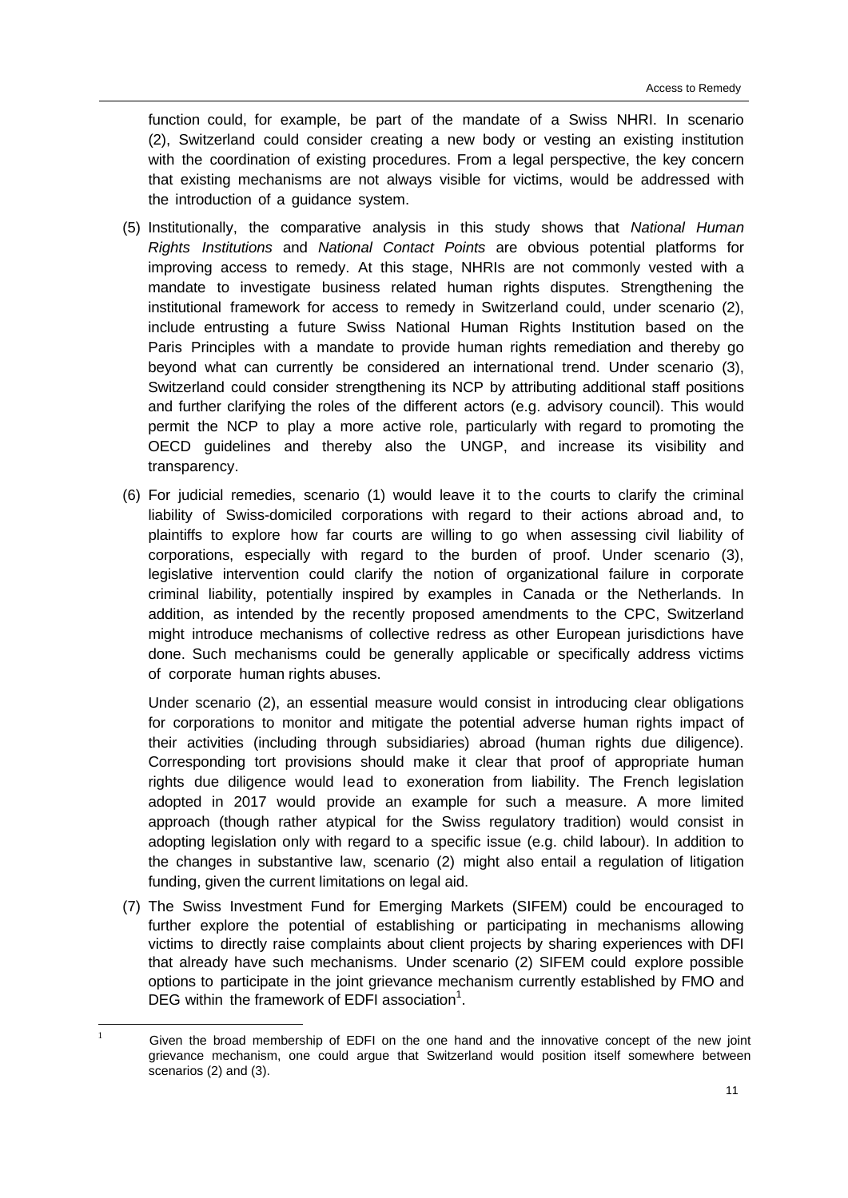function could, for example, be part of the mandate of a Swiss NHRI. In scenario (2), Switzerland could consider creating a new body or vesting an existing institution with the coordination of existing procedures. From a legal perspective, the key concern that existing mechanisms are not always visible for victims, would be addressed with the introduction of a guidance system.

(5) Institutionally, the comparative analysis in this study shows that *National Human Rights Institutions* and *National Contact Points* are obvious potential platforms for improving access to remedy. At this stage, NHRIs are not commonly vested with a mandate to investigate business related human rights disputes. Strengthening the institutional framework for access to remedy in Switzerland could, under scenario (2), include entrusting a future Swiss National Human Rights Institution based on the Paris Principles with a mandate to provide human rights remediation and thereby go beyond what can currently be considered an international trend. Under scenario (3), Switzerland could consider strengthening its NCP by attributing additional staff positions and further clarifying the roles of the different actors (e.g. advisory council). This would permit the NCP to play a more active role, particularly with regard to promoting the OECD guidelines and thereby also the UNGP, and increase its visibility and transparency.

(6) For judicial remedies, scenario (1) would leave it to the courts to clarify the criminal liability of Swiss-domiciled corporations with regard to their actions abroad and, to plaintiffs to explore how far courts are willing to go when assessing civil liability of corporations, especially with regard to the burden of proof. Under scenario (3), legislative intervention could clarify the notion of organizational failure in corporate criminal liability, potentially inspired by examples in Canada or the Netherlands. In addition, as intended by the recently proposed amendments to the CPC, Switzerland might introduce mechanisms of collective redress as other European jurisdictions have done. Such mechanisms could be generally applicable or specifically address victims of corporate human rights abuses.

Under scenario (2), an essential measure would consist in introducing clear obligations for corporations to monitor and mitigate the potential adverse human rights impact of their activities (including through subsidiaries) abroad (human rights due diligence). Corresponding tort provisions should make it clear that proof of appropriate human rights due diligence would lead to exoneration from liability. The French legislation adopted in 2017 would provide an example for such a measure. A more limited approach (though rather atypical for the Swiss regulatory tradition) would consist in adopting legislation only with regard to a specific issue (e.g. child labour). In addition to the changes in substantive law, scenario (2) might also entail a regulation of litigation funding, given the current limitations on legal aid.

(7) The Swiss Investment Fund for Emerging Markets (SIFEM) could be encouraged to further explore the potential of establishing or participating in mechanisms allowing victims to directly raise complaints about client projects by sharing experiences with DFI that already have such mechanisms. Under scenario (2) SIFEM could explore possible options to participate in the joint grievance mechanism currently established by FMO and DEG within the framework of EDFI association[1].

[1] Given the broad membership of EDFI on the one hand and the innovative concept of the new joint grievance mechanism, one could argue that Switzerland would position itself somewhere between scenarios (2) and (3).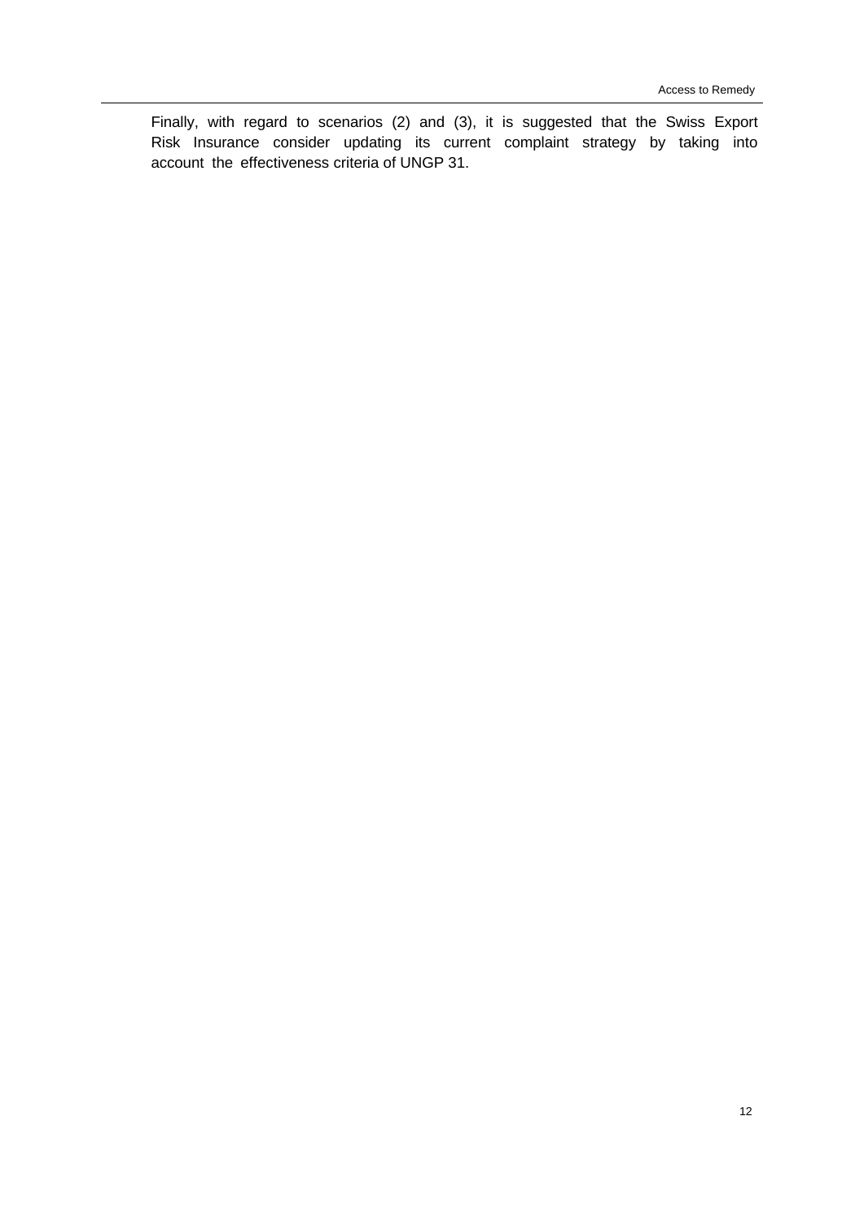Finally, with regard to scenarios (2) and (3), it is suggested that the Swiss Export Risk Insurance consider updating its current complaint strategy by taking into account the effectiveness criteria of UNGP 31.